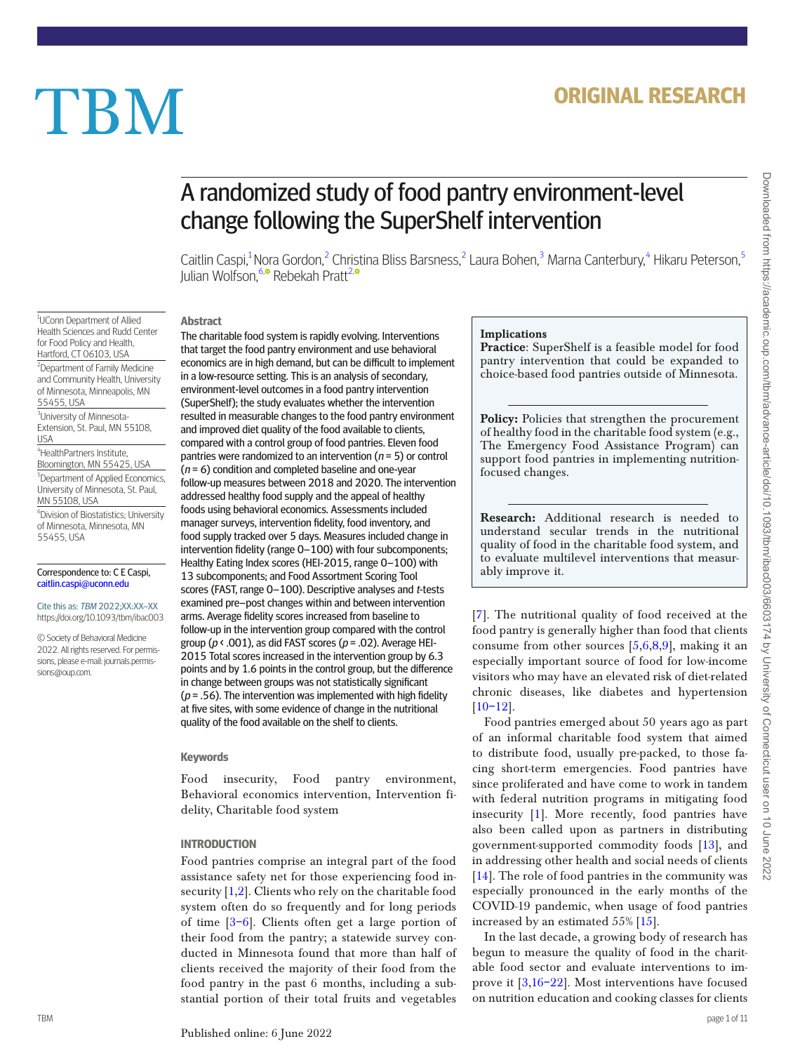ORIGINAL RESEARCH

# A randomized study of food pantry environment-level change following the SuperShelf intervention

Caitlin Caspi,[1] Nora Gordon,[2] Christina Bliss Barsness,[2] Laura Bohen,[3] Marna Canterbury,[4] Hikaru Peterson,[5] Julian Wolfson,[6] Rebekah Pratt[2]

[1]UConn Department of Allied Health Sciences and Rudd Center for Food Policy and Health, Hartford, CT 06103, USA
[2]Department of Family Medicine and Community Health, University of Minnesota, Minneapolis, MN 55455, USA
[3]University of Minnesota-Extension, St. Paul, MN 55108, USA
[4]HealthPartners Institute, Bloomington, MN 55425, USA
[5]Department of Applied Economics, University of Minnesota, St. Paul, MN 55108, USA
[6]Division of Biostatistics; University of Minnesota, Minnesota, MN 55455, USA

Correspondence to: C E Caspi, caitlin.caspi@uconn.edu

Cite this as: *TBM* 2022;XX:XX–XX
https://doi.org/10.1093/tbm/ibac003

© Society of Behavioral Medicine 2022. All rights reserved. For permissions, please e-mail: journals.permissions@oup.com.

## Abstract

The charitable food system is rapidly evolving. Interventions that target the food pantry environment and use behavioral economics are in high demand, but can be difficult to implement in a low-resource setting. This is an analysis of secondary, environment-level outcomes in a food pantry intervention (SuperShelf); the study evaluates whether the intervention resulted in measurable changes to the food pantry environment and improved diet quality of the food available to clients, compared with a control group of food pantries. Eleven food pantries were randomized to an intervention ($n = 5$) or control ($n = 6$) condition and completed baseline and one-year follow-up measures between 2018 and 2020. The intervention addressed healthy food supply and the appeal of healthy foods using behavioral economics. Assessments included manager surveys, intervention fidelity, food inventory, and food supply tracked over 5 days. Measures included change in intervention fidelity (range 0–100) with four subcomponents; Healthy Eating Index scores (HEI-2015, range 0–100) with 13 subcomponents; and Food Assortment Scoring Tool scores (FAST, range 0–100). Descriptive analyses and *t*-tests examined pre–post changes within and between intervention arms. Average fidelity scores increased from baseline to follow-up in the intervention group compared with the control group ($p < .001$), as did FAST scores ($p = .02$). Average HEI-2015 Total scores increased in the intervention group by 6.3 points and by 1.6 points in the control group, but the difference in change between groups was not statistically significant ($p = .56$). The intervention was implemented with high fidelity at five sites, with some evidence of change in the nutritional quality of the food available on the shelf to clients.

### Keywords

Food insecurity, Food pantry environment, Behavioral economics intervention, Intervention fidelity, Charitable food system

> **Implications**
>
> **Practice**: SuperShelf is a feasible model for food pantry intervention that could be expanded to choice-based food pantries outside of Minnesota.
>
> **Policy:** Policies that strengthen the procurement of healthy food in the charitable food system (e.g., The Emergency Food Assistance Program) can support food pantries in implementing nutrition-focused changes.
>
> **Research:** Additional research is needed to understand secular trends in the nutritional quality of food in the charitable food system, and to evaluate multilevel interventions that measurably improve it.

## INTRODUCTION

Food pantries comprise an integral part of the food assistance safety net for those experiencing food insecurity [1,2]. Clients who rely on the charitable food system often do so frequently and for long periods of time [3–6]. Clients often get a large portion of their food from the pantry; a statewide survey conducted in Minnesota found that more than half of clients received the majority of their food from the food pantry in the past 6 months, including a substantial portion of their total fruits and vegetables [7]. The nutritional quality of food received at the food pantry is generally higher than food that clients consume from other sources [5,6,8,9], making it an especially important source of food for low-income visitors who may have an elevated risk of diet-related chronic diseases, like diabetes and hypertension [10–12].

Food pantries emerged about 50 years ago as part of an informal charitable food system that aimed to distribute food, usually pre-packed, to those facing short-term emergencies. Food pantries have since proliferated and have come to work in tandem with federal nutrition programs in mitigating food insecurity [1]. More recently, food pantries have also been called upon as partners in distributing government-supported commodity foods [13], and in addressing other health and social needs of clients [14]. The role of food pantries in the community was especially pronounced in the early months of the COVID-19 pandemic, when usage of food pantries increased by an estimated 55% [15].

In the last decade, a growing body of research has begun to measure the quality of food in the charitable food sector and evaluate interventions to improve it [3,16–22]. Most interventions have focused on nutrition education and cooking classes for clients

Published online: 6 June 2022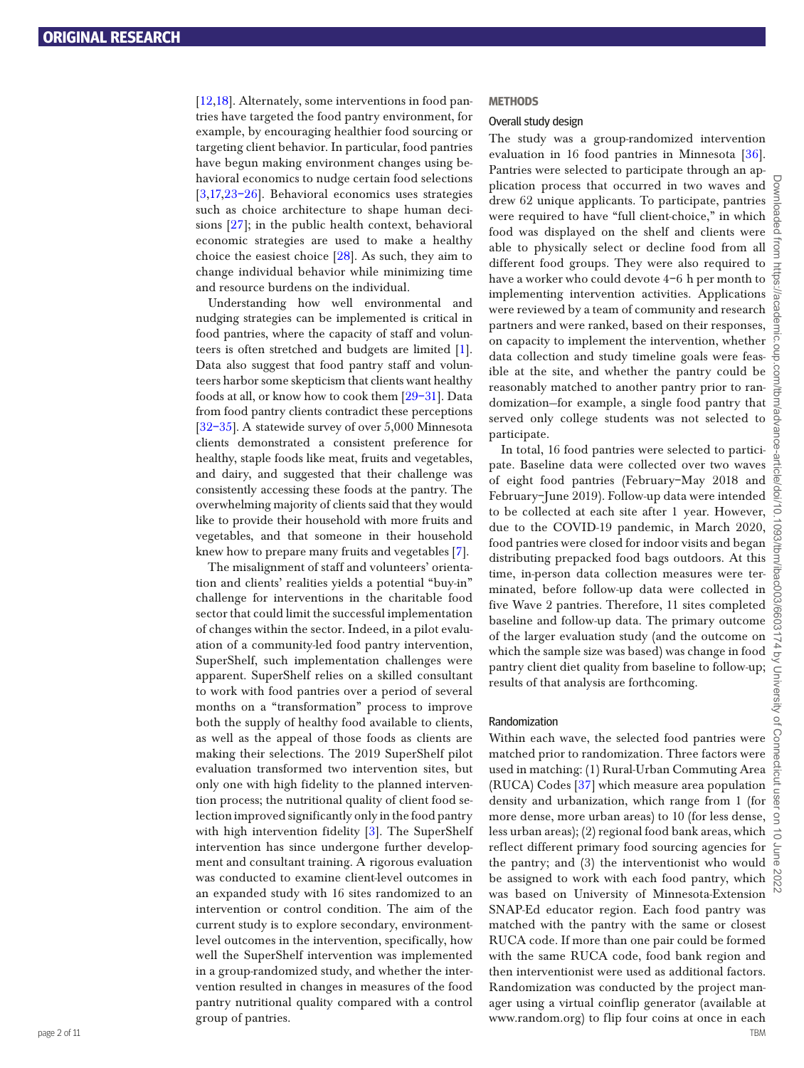[12,18]. Alternately, some interventions in food pantries have targeted the food pantry environment, for example, by encouraging healthier food sourcing or targeting client behavior. In particular, food pantries have begun making environment changes using behavioral economics to nudge certain food selections [3,17,23–26]. Behavioral economics uses strategies such as choice architecture to shape human decisions [27]; in the public health context, behavioral economic strategies are used to make a healthy choice the easiest choice [28]. As such, they aim to change individual behavior while minimizing time and resource burdens on the individual.

Understanding how well environmental and nudging strategies can be implemented is critical in food pantries, where the capacity of staff and volunteers is often stretched and budgets are limited [1]. Data also suggest that food pantry staff and volunteers harbor some skepticism that clients want healthy foods at all, or know how to cook them [29–31]. Data from food pantry clients contradict these perceptions [32–35]. A statewide survey of over 5,000 Minnesota clients demonstrated a consistent preference for healthy, staple foods like meat, fruits and vegetables, and dairy, and suggested that their challenge was consistently accessing these foods at the pantry. The overwhelming majority of clients said that they would like to provide their household with more fruits and vegetables, and that someone in their household knew how to prepare many fruits and vegetables [7].

The misalignment of staff and volunteers' orientation and clients' realities yields a potential "buy-in" challenge for interventions in the charitable food sector that could limit the successful implementation of changes within the sector. Indeed, in a pilot evaluation of a community-led food pantry intervention, SuperShelf, such implementation challenges were apparent. SuperShelf relies on a skilled consultant to work with food pantries over a period of several months on a "transformation" process to improve both the supply of healthy food available to clients, as well as the appeal of those foods as clients are making their selections. The 2019 SuperShelf pilot evaluation transformed two intervention sites, but only one with high fidelity to the planned intervention process; the nutritional quality of client food selection improved significantly only in the food pantry with high intervention fidelity [3]. The SuperShelf intervention has since undergone further development and consultant training. A rigorous evaluation was conducted to examine client-level outcomes in an expanded study with 16 sites randomized to an intervention or control condition. The aim of the current study is to explore secondary, environment-level outcomes in the intervention, specifically, how well the SuperShelf intervention was implemented in a group-randomized study, and whether the intervention resulted in changes in measures of the food pantry nutritional quality compared with a control group of pantries.

## METHODS

### Overall study design

The study was a group-randomized intervention evaluation in 16 food pantries in Minnesota [36]. Pantries were selected to participate through an application process that occurred in two waves and drew 62 unique applicants. To participate, pantries were required to have "full client-choice," in which food was displayed on the shelf and clients were able to physically select or decline food from all different food groups. They were also required to have a worker who could devote 4–6 h per month to implementing intervention activities. Applications were reviewed by a team of community and research partners and were ranked, based on their responses, on capacity to implement the intervention, whether data collection and study timeline goals were feasible at the site, and whether the pantry could be reasonably matched to another pantry prior to randomization—for example, a single food pantry that served only college students was not selected to participate.

In total, 16 food pantries were selected to participate. Baseline data were collected over two waves of eight food pantries (February–May 2018 and February–June 2019). Follow-up data were intended to be collected at each site after 1 year. However, due to the COVID-19 pandemic, in March 2020, food pantries were closed for indoor visits and began distributing prepacked food bags outdoors. At this time, in-person data collection measures were terminated, before follow-up data were collected in five Wave 2 pantries. Therefore, 11 sites completed baseline and follow-up data. The primary outcome of the larger evaluation study (and the outcome on which the sample size was based) was change in food pantry client diet quality from baseline to follow-up; results of that analysis are forthcoming.

### Randomization

Within each wave, the selected food pantries were matched prior to randomization. Three factors were used in matching: (1) Rural-Urban Commuting Area (RUCA) Codes [37] which measure area population density and urbanization, which range from 1 (for more dense, more urban areas) to 10 (for less dense, less urban areas); (2) regional food bank areas, which reflect different primary food sourcing agencies for the pantry; and (3) the interventionist who would be assigned to work with each food pantry, which was based on University of Minnesota-Extension SNAP-Ed educator region. Each food pantry was matched with the pantry with the same or closest RUCA code. If more than one pair could be formed with the same RUCA code, food bank region and then interventionist were used as additional factors. Randomization was conducted by the project manager using a virtual coinflip generator (available at www.random.org) to flip four coins at once in each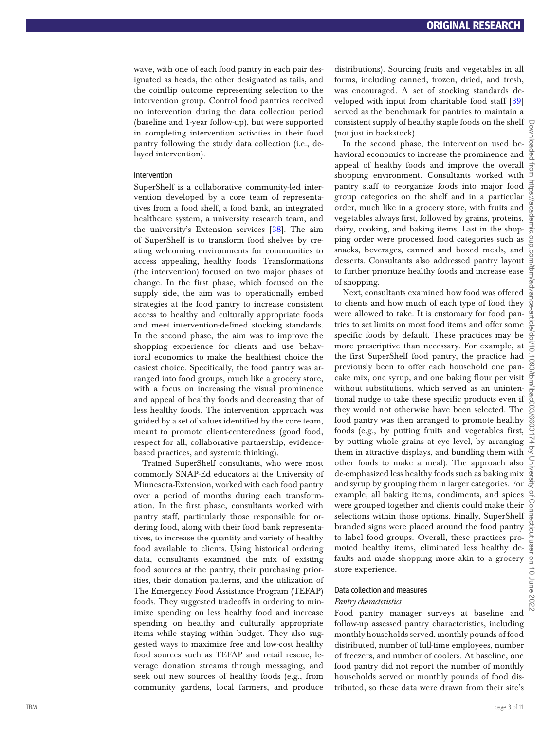wave, with one of each food pantry in each pair designated as heads, the other designated as tails, and the coinflip outcome representing selection to the intervention group. Control food pantries received no intervention during the data collection period (baseline and 1-year follow-up), but were supported in completing intervention activities in their food pantry following the study data collection (i.e., delayed intervention).

### Intervention

SuperShelf is a collaborative community-led intervention developed by a core team of representatives from a food shelf, a food bank, an integrated healthcare system, a university research team, and the university's Extension services [38]. The aim of SuperShelf is to transform food shelves by creating welcoming environments for communities to access appealing, healthy foods. Transformations (the intervention) focused on two major phases of change. In the first phase, which focused on the supply side, the aim was to operationally embed strategies at the food pantry to increase consistent access to healthy and culturally appropriate foods and meet intervention-defined stocking standards. In the second phase, the aim was to improve the shopping experience for clients and use behavioral economics to make the healthiest choice the easiest choice. Specifically, the food pantry was arranged into food groups, much like a grocery store, with a focus on increasing the visual prominence and appeal of healthy foods and decreasing that of less healthy foods. The intervention approach was guided by a set of values identified by the core team, meant to promote client-centeredness (good food, respect for all, collaborative partnership, evidence-based practices, and systemic thinking).

Trained SuperShelf consultants, who were most commonly SNAP-Ed educators at the University of Minnesota-Extension, worked with each food pantry over a period of months during each transformation. In the first phase, consultants worked with pantry staff, particularly those responsible for ordering food, along with their food bank representatives, to increase the quantity and variety of healthy food available to clients. Using historical ordering data, consultants examined the mix of existing food sources at the pantry, their purchasing priorities, their donation patterns, and the utilization of The Emergency Food Assistance Program (TEFAP) foods. They suggested tradeoffs in ordering to minimize spending on less healthy food and increase spending on healthy and culturally appropriate items while staying within budget. They also suggested ways to maximize free and low-cost healthy food sources such as TEFAP and retail rescue, leverage donation streams through messaging, and seek out new sources of healthy foods (e.g., from community gardens, local farmers, and produce distributions). Sourcing fruits and vegetables in all forms, including canned, frozen, dried, and fresh, was encouraged. A set of stocking standards developed with input from charitable food staff [39] served as the benchmark for pantries to maintain a consistent supply of healthy staple foods on the shelf (not just in backstock).

In the second phase, the intervention used behavioral economics to increase the prominence and appeal of healthy foods and improve the overall shopping environment. Consultants worked with pantry staff to reorganize foods into major food group categories on the shelf and in a particular order, much like in a grocery store, with fruits and vegetables always first, followed by grains, proteins, dairy, cooking, and baking items. Last in the shopping order were processed food categories such as snacks, beverages, canned and boxed meals, and desserts. Consultants also addressed pantry layout to further prioritize healthy foods and increase ease of shopping.

Next, consultants examined how food was offered to clients and how much of each type of food they were allowed to take. It is customary for food pantries to set limits on most food items and offer some specific foods by default. These practices may be more prescriptive than necessary. For example, at the first SuperShelf food pantry, the practice had previously been to offer each household one pancake mix, one syrup, and one baking flour per visit without substitutions, which served as an unintentional nudge to take these specific products even if they would not otherwise have been selected. The food pantry was then arranged to promote healthy foods (e.g., by putting fruits and vegetables first, by putting whole grains at eye level, by arranging them in attractive displays, and bundling them with other foods to make a meal). The approach also de-emphasized less healthy foods such as baking mix and syrup by grouping them in larger categories. For example, all baking items, condiments, and spices were grouped together and clients could make their selections within those options. Finally, SuperShelf branded signs were placed around the food pantry to label food groups. Overall, these practices promoted healthy items, eliminated less healthy defaults and made shopping more akin to a grocery store experience.

### Data collection and measures

*Pantry characteristics*

Food pantry manager surveys at baseline and follow-up assessed pantry characteristics, including monthly households served, monthly pounds of food distributed, number of full-time employees, number of freezers, and number of coolers. At baseline, one food pantry did not report the number of monthly households served or monthly pounds of food distributed, so these data were drawn from their site's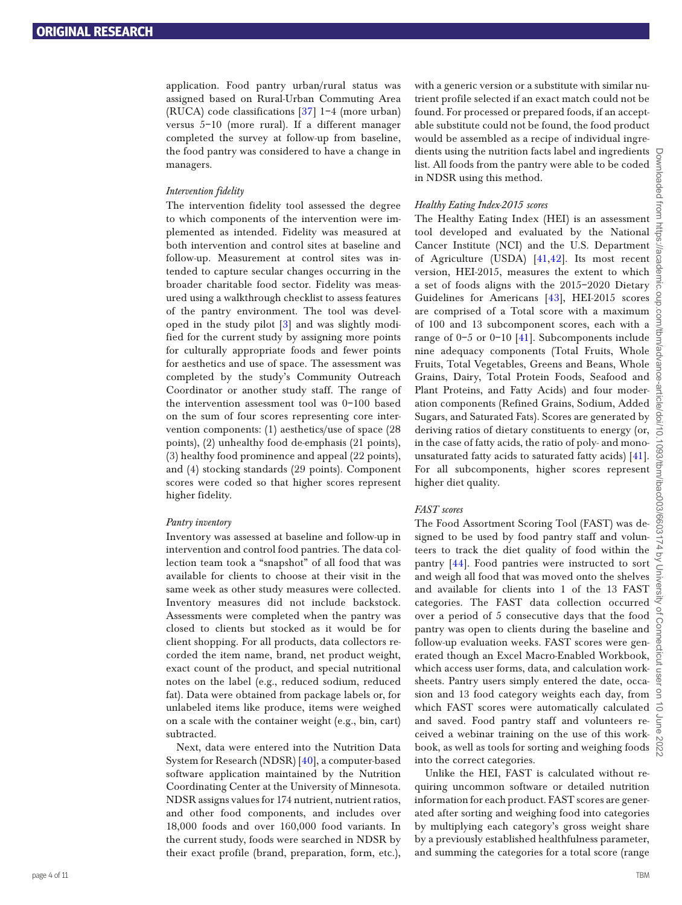application. Food pantry urban/rural status was assigned based on Rural-Urban Commuting Area (RUCA) code classifications [37] 1–4 (more urban) versus 5–10 (more rural). If a different manager completed the survey at follow-up from baseline, the food pantry was considered to have a change in managers.

#### *Intervention fidelity*

The intervention fidelity tool assessed the degree to which components of the intervention were implemented as intended. Fidelity was measured at both intervention and control sites at baseline and follow-up. Measurement at control sites was intended to capture secular changes occurring in the broader charitable food sector. Fidelity was measured using a walkthrough checklist to assess features of the pantry environment. The tool was developed in the study pilot [3] and was slightly modified for the current study by assigning more points for culturally appropriate foods and fewer points for aesthetics and use of space. The assessment was completed by the study's Community Outreach Coordinator or another study staff. The range of the intervention assessment tool was 0–100 based on the sum of four scores representing core intervention components: (1) aesthetics/use of space (28 points), (2) unhealthy food de-emphasis (21 points), (3) healthy food prominence and appeal (22 points), and (4) stocking standards (29 points). Component scores were coded so that higher scores represent higher fidelity.

#### *Pantry inventory*

Inventory was assessed at baseline and follow-up in intervention and control food pantries. The data collection team took a "snapshot" of all food that was available for clients to choose at their visit in the same week as other study measures were collected. Inventory measures did not include backstock. Assessments were completed when the pantry was closed to clients but stocked as it would be for client shopping. For all products, data collectors recorded the item name, brand, net product weight, exact count of the product, and special nutritional notes on the label (e.g., reduced sodium, reduced fat). Data were obtained from package labels or, for unlabeled items like produce, items were weighed on a scale with the container weight (e.g., bin, cart) subtracted.

Next, data were entered into the Nutrition Data System for Research (NDSR) [40], a computer-based software application maintained by the Nutrition Coordinating Center at the University of Minnesota. NDSR assigns values for 174 nutrient, nutrient ratios, and other food components, and includes over 18,000 foods and over 160,000 food variants. In the current study, foods were searched in NDSR by their exact profile (brand, preparation, form, etc.), with a generic version or a substitute with similar nutrient profile selected if an exact match could not be found. For processed or prepared foods, if an acceptable substitute could not be found, the food product would be assembled as a recipe of individual ingredients using the nutrition facts label and ingredients list. All foods from the pantry were able to be coded in NDSR using this method.

#### *Healthy Eating Index-2015 scores*

The Healthy Eating Index (HEI) is an assessment tool developed and evaluated by the National Cancer Institute (NCI) and the U.S. Department of Agriculture (USDA) [41,42]. Its most recent version, HEI-2015, measures the extent to which a set of foods aligns with the 2015–2020 Dietary Guidelines for Americans [43], HEI-2015 scores are comprised of a Total score with a maximum of 100 and 13 subcomponent scores, each with a range of 0–5 or 0–10 [41]. Subcomponents include nine adequacy components (Total Fruits, Whole Fruits, Total Vegetables, Greens and Beans, Whole Grains, Dairy, Total Protein Foods, Seafood and Plant Proteins, and Fatty Acids) and four moderation components (Refined Grains, Sodium, Added Sugars, and Saturated Fats). Scores are generated by deriving ratios of dietary constituents to energy (or, in the case of fatty acids, the ratio of poly- and monounsaturated fatty acids to saturated fatty acids) [41]. For all subcomponents, higher scores represent higher diet quality.

#### *FAST scores*

The Food Assortment Scoring Tool (FAST) was designed to be used by food pantry staff and volunteers to track the diet quality of food within the pantry [44]. Food pantries were instructed to sort and weigh all food that was moved onto the shelves and available for clients into 1 of the 13 FAST categories. The FAST data collection occurred over a period of 5 consecutive days that the food pantry was open to clients during the baseline and follow-up evaluation weeks. FAST scores were generated though an Excel Macro-Enabled Workbook, which access user forms, data, and calculation worksheets. Pantry users simply entered the date, occasion and 13 food category weights each day, from which FAST scores were automatically calculated and saved. Food pantry staff and volunteers received a webinar training on the use of this workbook, as well as tools for sorting and weighing foods into the correct categories.

Unlike the HEI, FAST is calculated without requiring uncommon software or detailed nutrition information for each product. FAST scores are generated after sorting and weighing food into categories by multiplying each category's gross weight share by a previously established healthfulness parameter, and summing the categories for a total score (range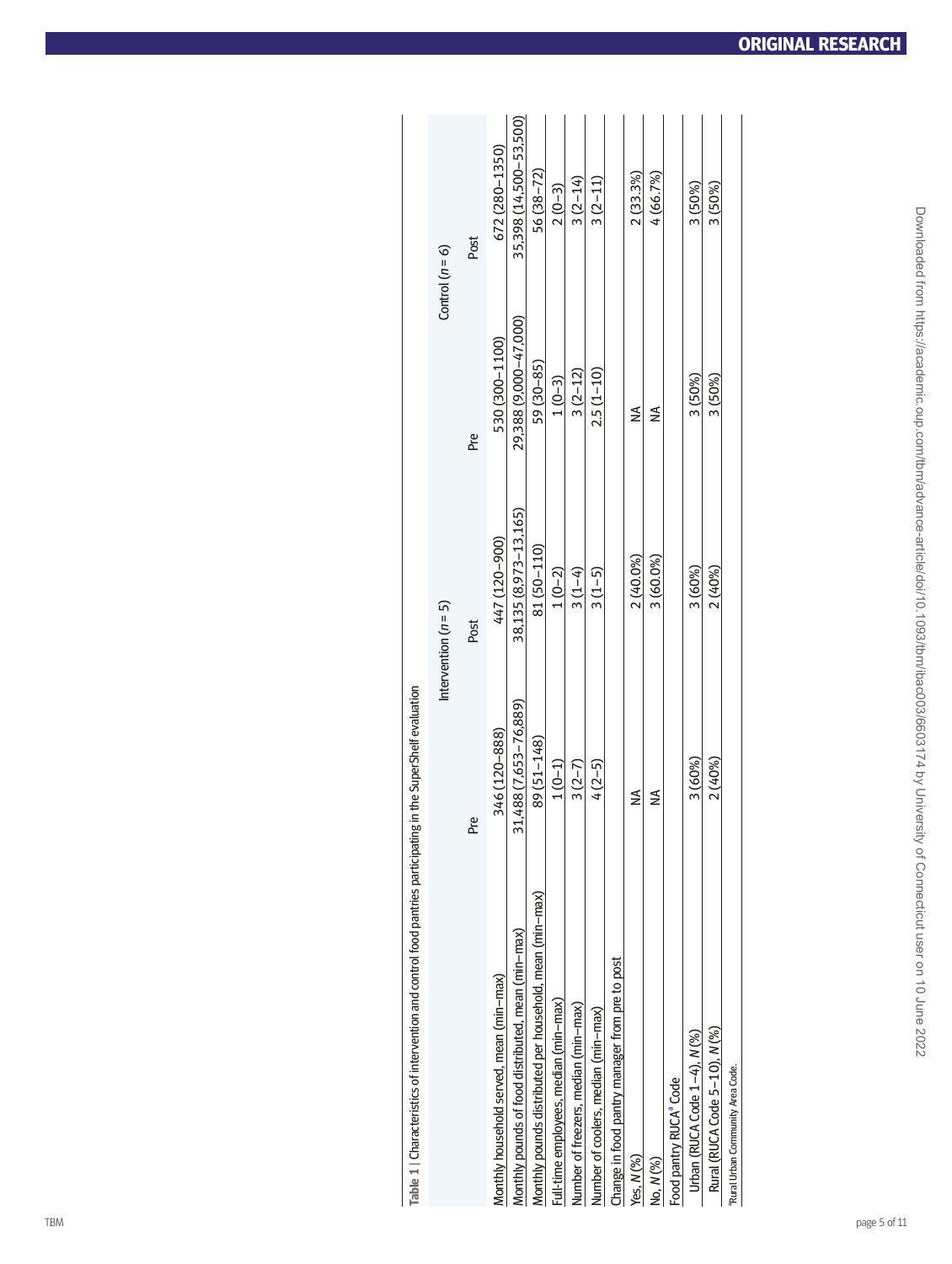**Table 1** | Characteristics of intervention and control food pantries participating in the SuperShelf evaluation

| | Intervention ($n = 5$) | | Control ($n = 6$) | |
|---|---|---|---|---|
| | Pre | Post | Pre | Post |
| Monthly household served, mean (min–max) | 346 (120–888) | 447 (120–900) | 530 (300–1100) | 672 (280–1350) |
| Monthly pounds of food distributed, mean (min–max) | 31,488 (7,653–76,889) | 38,135 (8,973–13,165) | 29,388 (9,000–47,000) | 35,398 (14,500–53,500) |
| Monthly pounds distributed per household, mean (min–max) | 89 (51–148) | 81 (50–110) | 59 (30–85) | 56 (38–72) |
| Full-time employees, median (min–max) | 1 (0–1) | 1 (0–2) | 1 (0–3) | 2 (0–3) |
| Number of freezers, median (min–max) | 3 (2–7) | 3 (1–4) | 3 (2–12) | 3 (2–14) |
| Number of coolers, median (min–max) | 4 (2–5) | 3 (1–5) | 2.5 (1–10) | 3 (2–11) |
| Change in food pantry manager from pre to post | | | | |
| Yes, *N* (%) | NA | 2 (40.0%) | NA | 2 (33.3%) |
| No, *N* (%) | NA | 3 (60.0%) | NA | 4 (66.7%) |
| Food pantry RUCA[a] Code | | | | |
| Urban (RUCA Code 1–4), *N* (%) | 3 (60%) | 3 (60%) | 3 (50%) | 3 (50%) |
| Rural (RUCA Code 5–10), *N* (%) | 2 (40%) | 2 (40%) | 3 (50%) | 3 (50%) |

[a]Rural Urban Community Area Code.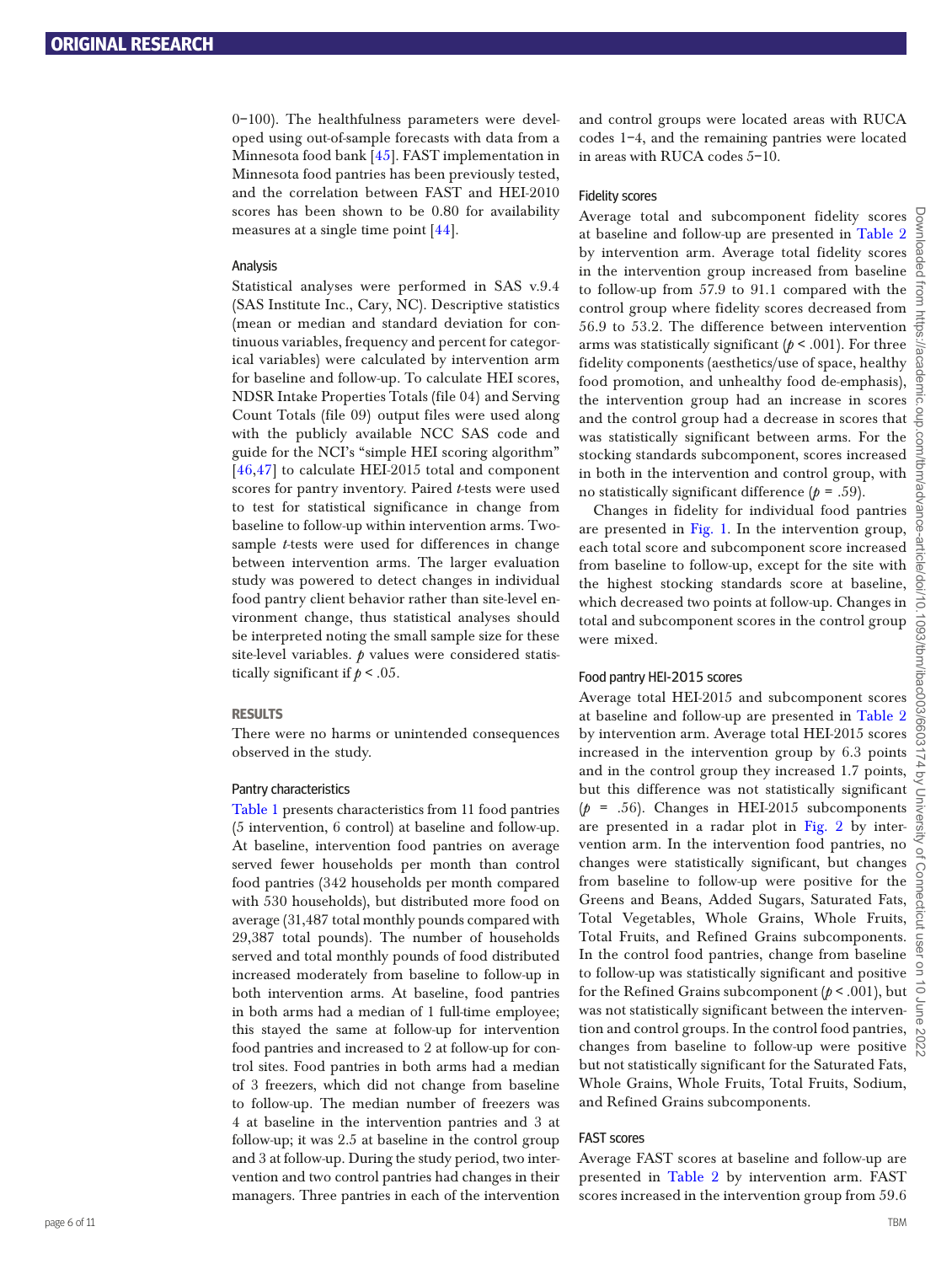0–100). The healthfulness parameters were developed using out-of-sample forecasts with data from a Minnesota food bank [45]. FAST implementation in Minnesota food pantries has been previously tested, and the correlation between FAST and HEI-2010 scores has been shown to be 0.80 for availability measures at a single time point [44].

### Analysis

Statistical analyses were performed in SAS v.9.4 (SAS Institute Inc., Cary, NC). Descriptive statistics (mean or median and standard deviation for continuous variables, frequency and percent for categorical variables) were calculated by intervention arm for baseline and follow-up. To calculate HEI scores, NDSR Intake Properties Totals (file 04) and Serving Count Totals (file 09) output files were used along with the publicly available NCC SAS code and guide for the NCI's "simple HEI scoring algorithm" [46,47] to calculate HEI-2015 total and component scores for pantry inventory. Paired *t*-tests were used to test for statistical significance in change from baseline to follow-up within intervention arms. Two-sample *t*-tests were used for differences in change between intervention arms. The larger evaluation study was powered to detect changes in individual food pantry client behavior rather than site-level environment change, thus statistical analyses should be interpreted noting the small sample size for these site-level variables. $p$ values were considered statistically significant if $p < .05$.

## RESULTS

There were no harms or unintended consequences observed in the study.

### Pantry characteristics

Table 1 presents characteristics from 11 food pantries (5 intervention, 6 control) at baseline and follow-up. At baseline, intervention food pantries on average served fewer households per month than control food pantries (342 households per month compared with 530 households), but distributed more food on average (31,487 total monthly pounds compared with 29,387 total pounds). The number of households served and total monthly pounds of food distributed increased moderately from baseline to follow-up in both intervention arms. At baseline, food pantries in both arms had a median of 1 full-time employee; this stayed the same at follow-up for intervention food pantries and increased to 2 at follow-up for control sites. Food pantries in both arms had a median of 3 freezers, which did not change from baseline to follow-up. The median number of freezers was 4 at baseline in the intervention pantries and 3 at follow-up; it was 2.5 at baseline in the control group and 3 at follow-up. During the study period, two intervention and two control pantries had changes in their managers. Three pantries in each of the intervention and control groups were located areas with RUCA codes 1–4, and the remaining pantries were located in areas with RUCA codes 5–10.

### Fidelity scores

Average total and subcomponent fidelity scores at baseline and follow-up are presented in Table 2 by intervention arm. Average total fidelity scores in the intervention group increased from baseline to follow-up from 57.9 to 91.1 compared with the control group where fidelity scores decreased from 56.9 to 53.2. The difference between intervention arms was statistically significant ($p < .001$). For three fidelity components (aesthetics/use of space, healthy food promotion, and unhealthy food de-emphasis), the intervention group had an increase in scores and the control group had a decrease in scores that was statistically significant between arms. For the stocking standards subcomponent, scores increased in both in the intervention and control group, with no statistically significant difference ($p = .59$).

Changes in fidelity for individual food pantries are presented in Fig. 1. In the intervention group, each total score and subcomponent score increased from baseline to follow-up, except for the site with the highest stocking standards score at baseline, which decreased two points at follow-up. Changes in total and subcomponent scores in the control group were mixed.

### Food pantry HEI-2015 scores

Average total HEI-2015 and subcomponent scores at baseline and follow-up are presented in Table 2 by intervention arm. Average total HEI-2015 scores increased in the intervention group by 6.3 points and in the control group they increased 1.7 points, but this difference was not statistically significant ($p = .56$). Changes in HEI-2015 subcomponents are presented in a radar plot in Fig. 2 by intervention arm. In the intervention food pantries, no changes were statistically significant, but changes from baseline to follow-up were positive for the Greens and Beans, Added Sugars, Saturated Fats, Total Vegetables, Whole Grains, Whole Fruits, Total Fruits, and Refined Grains subcomponents. In the control food pantries, change from baseline to follow-up was statistically significant and positive for the Refined Grains subcomponent ($p < .001$), but was not statistically significant between the intervention and control groups. In the control food pantries, changes from baseline to follow-up were positive but not statistically significant for the Saturated Fats, Whole Grains, Whole Fruits, Total Fruits, Sodium, and Refined Grains subcomponents.

### FAST scores

Average FAST scores at baseline and follow-up are presented in Table 2 by intervention arm. FAST scores increased in the intervention group from 59.6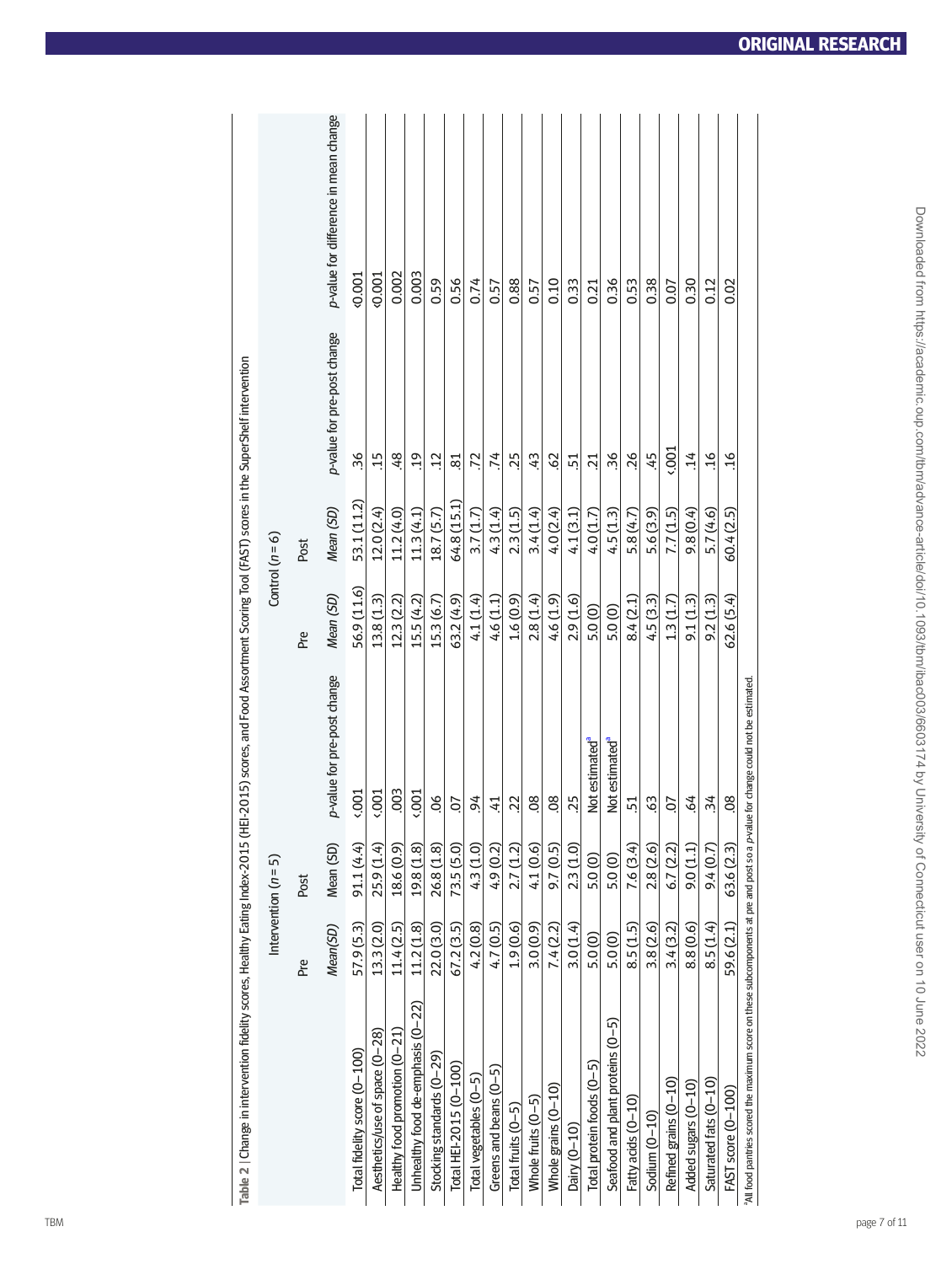**Table 2** | Change in intervention fidelity scores, Healthy Eating Index-2015 (HEI-2015) scores, and Food Assortment Scoring Tool (FAST) scores in the SuperShelf intervention

| | Intervention (n = 5) | | | Control (n = 6) | | | |
|---|---|---|---|---|---|---|---|
| | Pre | Post | | Pre | Post | | |
| | *Mean(SD)* | Mean (SD) | *p*-value for pre-post change | *Mean (SD)* | *Mean (SD)* | *p*-value for pre-post change | *p*-value for difference in mean change |
| Total fidelity score (0–100) | 57.9 (5.3) | 91.1 (4.4) | <.001 | 56.9 (11.6) | 53.1 (11.2) | .36 | <0.001 |
| Aesthetics/use of space (0–28) | 13.3 (2.0) | 25.9 (1.4) | <.001 | 13.8 (1.3) | 12.0 (2.4) | .15 | <0.001 |
| Healthy food promotion (0–21) | 11.4 (2.5) | 18.6 (0.9) | .003 | 12.3 (2.2) | 11.2 (4.0) | .48 | 0.002 |
| Unhealthy food de-emphasis (0–22) | 11.2 (1.8) | 19.8 (1.8) | <.001 | 15.5 (4.2) | 11.3 (4.1) | .19 | 0.003 |
| Stocking standards (0–29) | 22.0 (3.0) | 26.8 (1.8) | .06 | 15.3 (6.7) | 18.7 (5.7) | .12 | 0.59 |
| Total HEI-2015 (0–100) | 67.2 (3.5) | 73.5 (5.0) | .07 | 63.2 (4.9) | 64.8 (15.1) | .81 | 0.56 |
| Total vegetables (0–5) | 4.2 (0.8) | 4.3 (1.0) | .94 | 4.1 (1.4) | 3.7 (1.7) | .72 | 0.74 |
| Greens and beans (0–5) | 4.7 (0.5) | 4.9 (0.2) | .41 | 4.6 (1.1) | 4.3 (1.4) | .74 | 0.57 |
| Total fruits (0–5) | 1.9 (0.6) | 2.7 (1.2) | .22 | 1.6 (0.9) | 2.3 (1.5) | .25 | 0.88 |
| Whole fruits (0–5) | 3.0 (0.9) | 4.1 (0.6) | .08 | 2.8 (1.4) | 3.4 (1.4) | .43 | 0.57 |
| Whole grains (0–10) | 7.4 (2.2) | 9.7 (0.5) | .08 | 4.6 (1.9) | 4.0 (2.4) | .62 | 0.10 |
| Dairy (0–10) | 3.0 (1.4) | 2.3 (1.0) | .25 | 2.9 (1.6) | 4.1 (3.1) | .51 | 0.33 |
| Total protein foods (0–5) | 5.0 (0) | 5.0 (0) | Not estimated[a] | 5.0 (0) | 4.0 (1.7) | .21 | 0.21 |
| Seafood and plant proteins (0–5) | 5.0 (0) | 5.0 (0) | Not estimated[a] | 5.0 (0) | 4.5 (1.3) | .36 | 0.36 |
| Fatty acids (0–10) | 8.5 (1.5) | 7.6 (3.4) | .51 | 8.4 (2.1) | 5.8 (4.7) | .26 | 0.53 |
| Sodium (0–10) | 3.8 (2.6) | 2.8 (2.6) | .63 | 4.5 (3.3) | 5.6 (3.9) | .45 | 0.38 |
| Refined grains (0–10) | 3.4 (3.2) | 6.7 (2.2) | .07 | 1.3 (1.7) | 7.7 (1.5) | <.001 | 0.07 |
| Added sugars (0–10) | 8.8 (0.6) | 9.0 (1.1) | .64 | 9.1 (1.3) | 9.8 (0.4) | .14 | 0.30 |
| Saturated fats (0–10) | 8.5 (1.4) | 9.4 (0.7) | .34 | 9.2 (1.3) | 5.7 (4.6) | .16 | 0.12 |
| FAST score (0–100) | 59.6 (2.1) | 63.6 (2.3) | .08 | 62.6 (5.4) | 60.4 (2.5) | .16 | 0.02 |

[a]All food pantries scored the maximum score on these subcomponents at pre and post so a *p*-value for change could not be estimated.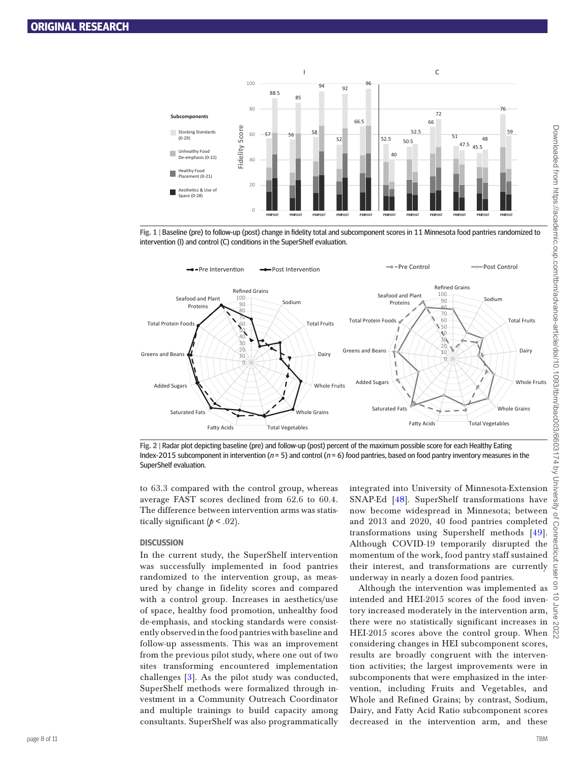**Fig. 1** | Baseline (pre) to follow-up (post) change in fidelity total and subcomponent scores in 11 Minnesota food pantries randomized to intervention (I) and control (C) conditions in the SuperShelf evaluation.

**Fig. 2** | Radar plot depicting baseline (pre) and follow-up (post) percent of the maximum possible score for each Healthy Eating Index-2015 subcomponent in intervention ($n = 5$) and control ($n = 6$) food pantries, based on food pantry inventory measures in the SuperShelf evaluation.

to 63.3 compared with the control group, whereas average FAST scores declined from 62.6 to 60.4. The difference between intervention arms was statistically significant ($p < .02$).

## DISCUSSION

In the current study, the SuperShelf intervention was successfully implemented in food pantries randomized to the intervention group, as measured by change in fidelity scores and compared with a control group. Increases in aesthetics/use of space, healthy food promotion, unhealthy food de-emphasis, and stocking standards were consistently observed in the food pantries with baseline and follow-up assessments. This was an improvement from the previous pilot study, where one out of two sites transforming encountered implementation challenges [3]. As the pilot study was conducted, SuperShelf methods were formalized through investment in a Community Outreach Coordinator and multiple trainings to build capacity among consultants. SuperShelf was also programmatically integrated into University of Minnesota-Extension SNAP-Ed [48]. SuperShelf transformations have now become widespread in Minnesota; between and 2013 and 2020, 40 food pantries completed transformations using Supershelf methods [49]. Although COVID-19 temporarily disrupted the momentum of the work, food pantry staff sustained their interest, and transformations are currently underway in nearly a dozen food pantries.

Although the intervention was implemented as intended and HEI-2015 scores of the food inventory increased moderately in the intervention arm, there were no statistically significant increases in HEI-2015 scores above the control group. When considering changes in HEI subcomponent scores, results are broadly congruent with the intervention activities; the largest improvements were in subcomponents that were emphasized in the intervention, including Fruits and Vegetables, and Whole and Refined Grains; by contrast, Sodium, Dairy, and Fatty Acid Ratio subcomponent scores decreased in the intervention arm, and these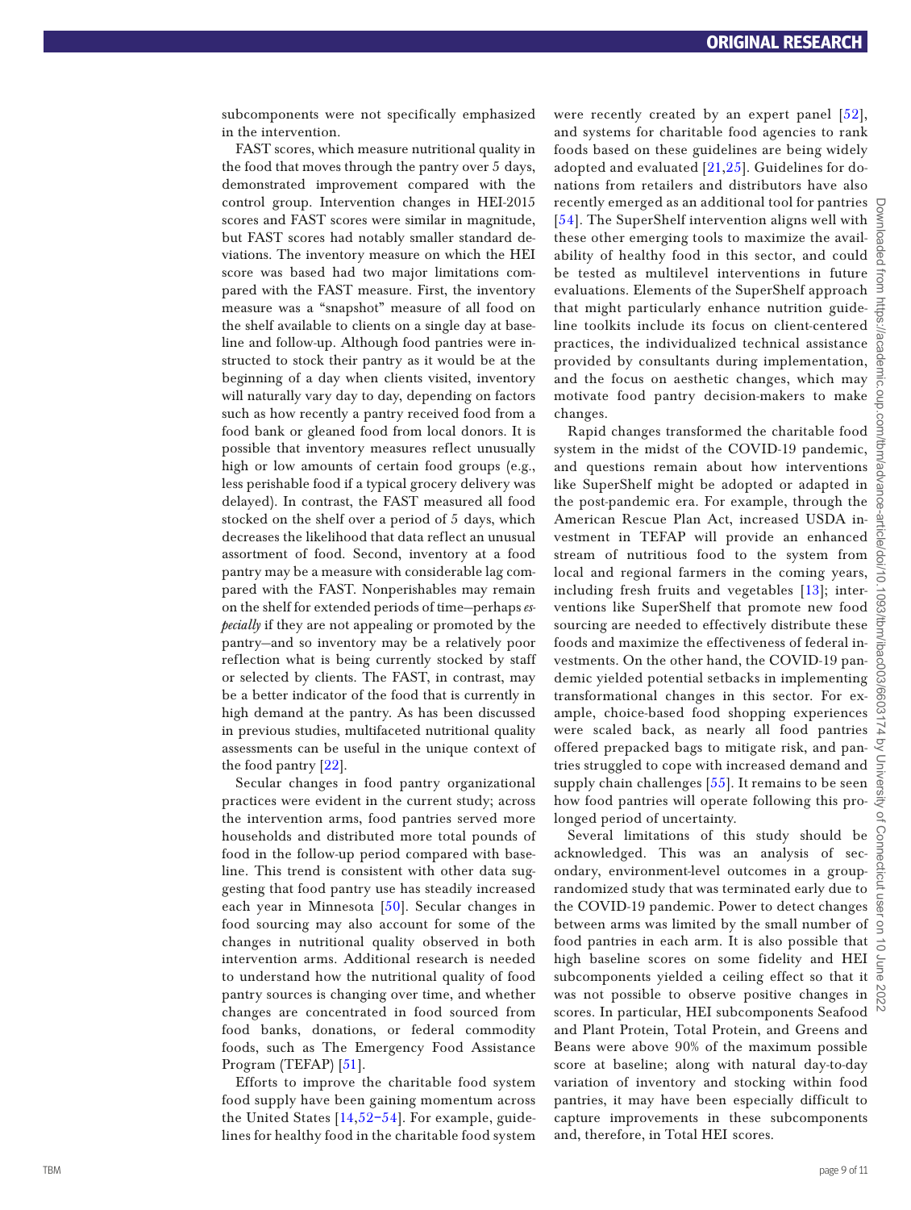subcomponents were not specifically emphasized in the intervention.

FAST scores, which measure nutritional quality in the food that moves through the pantry over 5 days, demonstrated improvement compared with the control group. Intervention changes in HEI-2015 scores and FAST scores were similar in magnitude, but FAST scores had notably smaller standard deviations. The inventory measure on which the HEI score was based had two major limitations compared with the FAST measure. First, the inventory measure was a "snapshot" measure of all food on the shelf available to clients on a single day at baseline and follow-up. Although food pantries were instructed to stock their pantry as it would be at the beginning of a day when clients visited, inventory will naturally vary day to day, depending on factors such as how recently a pantry received food from a food bank or gleaned food from local donors. It is possible that inventory measures reflect unusually high or low amounts of certain food groups (e.g., less perishable food if a typical grocery delivery was delayed). In contrast, the FAST measured all food stocked on the shelf over a period of 5 days, which decreases the likelihood that data reflect an unusual assortment of food. Second, inventory at a food pantry may be a measure with considerable lag compared with the FAST. Nonperishables may remain on the shelf for extended periods of time—perhaps *especially* if they are not appealing or promoted by the pantry—and so inventory may be a relatively poor reflection what is being currently stocked by staff or selected by clients. The FAST, in contrast, may be a better indicator of the food that is currently in high demand at the pantry. As has been discussed in previous studies, multifaceted nutritional quality assessments can be useful in the unique context of the food pantry [22].

Secular changes in food pantry organizational practices were evident in the current study; across the intervention arms, food pantries served more households and distributed more total pounds of food in the follow-up period compared with baseline. This trend is consistent with other data suggesting that food pantry use has steadily increased each year in Minnesota [50]. Secular changes in food sourcing may also account for some of the changes in nutritional quality observed in both intervention arms. Additional research is needed to understand how the nutritional quality of food pantry sources is changing over time, and whether changes are concentrated in food sourced from food banks, donations, or federal commodity foods, such as The Emergency Food Assistance Program (TEFAP) [51].

Efforts to improve the charitable food system food supply have been gaining momentum across the United States [14,52–54]. For example, guidelines for healthy food in the charitable food system were recently created by an expert panel [52], and systems for charitable food agencies to rank foods based on these guidelines are being widely adopted and evaluated [21,25]. Guidelines for donations from retailers and distributors have also recently emerged as an additional tool for pantries [54]. The SuperShelf intervention aligns well with these other emerging tools to maximize the availability of healthy food in this sector, and could be tested as multilevel interventions in future evaluations. Elements of the SuperShelf approach that might particularly enhance nutrition guideline toolkits include its focus on client-centered practices, the individualized technical assistance provided by consultants during implementation, and the focus on aesthetic changes, which may motivate food pantry decision-makers to make changes.

Rapid changes transformed the charitable food system in the midst of the COVID-19 pandemic, and questions remain about how interventions like SuperShelf might be adopted or adapted in the post-pandemic era. For example, through the American Rescue Plan Act, increased USDA investment in TEFAP will provide an enhanced stream of nutritious food to the system from local and regional farmers in the coming years, including fresh fruits and vegetables [13]; interventions like SuperShelf that promote new food sourcing are needed to effectively distribute these foods and maximize the effectiveness of federal investments. On the other hand, the COVID-19 pandemic yielded potential setbacks in implementing transformational changes in this sector. For example, choice-based food shopping experiences were scaled back, as nearly all food pantries offered prepacked bags to mitigate risk, and pantries struggled to cope with increased demand and supply chain challenges [55]. It remains to be seen how food pantries will operate following this prolonged period of uncertainty.

Several limitations of this study should be acknowledged. This was an analysis of secondary, environment-level outcomes in a group-randomized study that was terminated early due to the COVID-19 pandemic. Power to detect changes between arms was limited by the small number of food pantries in each arm. It is also possible that high baseline scores on some fidelity and HEI subcomponents yielded a ceiling effect so that it was not possible to observe positive changes in scores. In particular, HEI subcomponents Seafood and Plant Protein, Total Protein, and Greens and Beans were above 90% of the maximum possible score at baseline; along with natural day-to-day variation of inventory and stocking within food pantries, it may have been especially difficult to capture improvements in these subcomponents and, therefore, in Total HEI scores.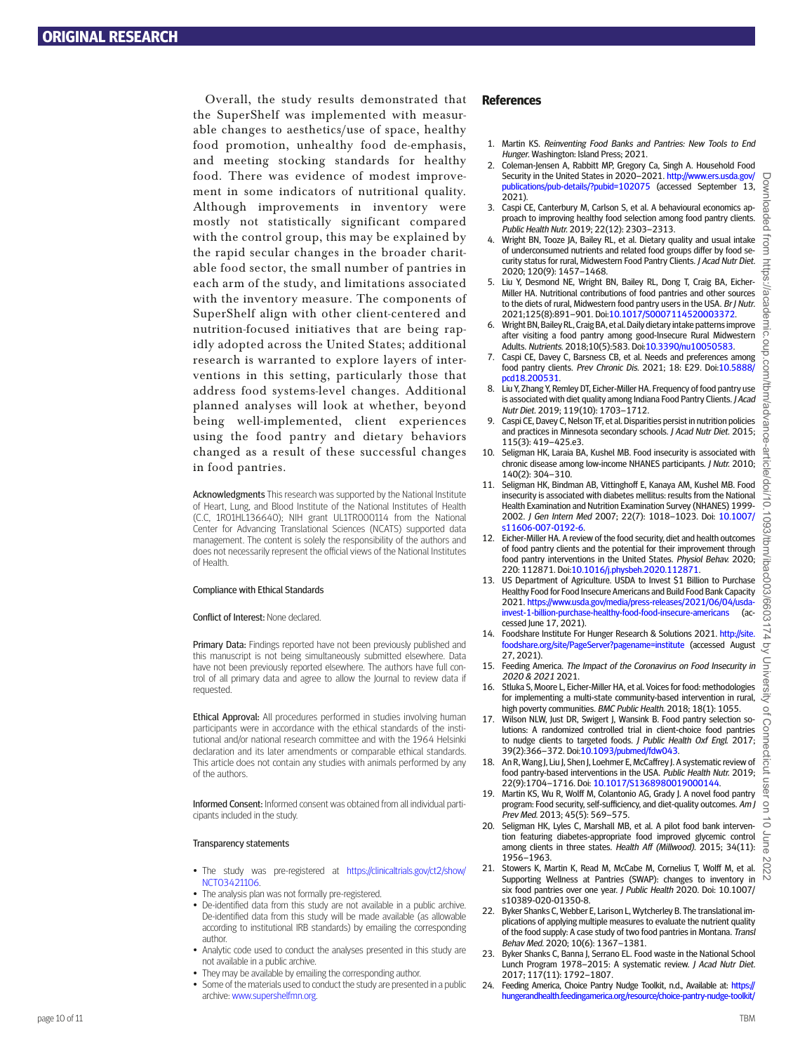Overall, the study results demonstrated that the SuperShelf was implemented with measurable changes to aesthetics/use of space, healthy food promotion, unhealthy food de-emphasis, and meeting stocking standards for healthy food. There was evidence of modest improvement in some indicators of nutritional quality. Although improvements in inventory were mostly not statistically significant compared with the control group, this may be explained by the rapid secular changes in the broader charitable food sector, the small number of pantries in each arm of the study, and limitations associated with the inventory measure. The components of SuperShelf align with other client-centered and nutrition-focused initiatives that are being rapidly adopted across the United States; additional research is warranted to explore layers of interventions in this setting, particularly those that address food systems-level changes. Additional planned analyses will look at whether, beyond being well-implemented, client experiences using the food pantry and dietary behaviors changed as a result of these successful changes in food pantries.

**Acknowledgments** This research was supported by the National Institute of Heart, Lung, and Blood Institute of the National Institutes of Health (C.C, 1R01HL136640); NIH grant UL1TR000114 from the National Center for Advancing Translational Sciences (NCATS) supported data management. The content is solely the responsibility of the authors and does not necessarily represent the official views of the National Institutes of Health.

Compliance with Ethical Standards

**Conflict of Interest:** None declared.

**Primary Data:** Findings reported have not been previously published and this manuscript is not being simultaneously submitted elsewhere. Data have not been previously reported elsewhere. The authors have full control of all primary data and agree to allow the Journal to review data if requested.

**Ethical Approval:** All procedures performed in studies involving human participants were in accordance with the ethical standards of the institutional and/or national research committee and with the 1964 Helsinki declaration and its later amendments or comparable ethical standards. This article does not contain any studies with animals performed by any of the authors.

**Informed Consent:** Informed consent was obtained from all individual participants included in the study.

Transparency statements

- The study was pre-registered at https://clinicaltrials.gov/ct2/show/NCT03421106.
- The analysis plan was not formally pre-registered.
- De-identified data from this study are not available in a public archive. De-identified data from this study will be made available (as allowable according to institutional IRB standards) by emailing the corresponding author.
- Analytic code used to conduct the analyses presented in this study are not available in a public archive.
- They may be available by emailing the corresponding author.
- Some of the materials used to conduct the study are presented in a public archive: www.supershelfmn.org.

## References

1. Martin KS. *Reinventing Food Banks and Pantries: New Tools to End Hunger.* Washington: Island Press; 2021.
2. Coleman-Jensen A, Rabbitt MP, Gregory Ca, Singh A. Household Food Security in the United States in 2020–2021. http://www.ers.usda.gov/publications/pub-details/?pubid=102075 (accessed September 13, 2021).
3. Caspi CE, Canterbury M, Carlson S, et al. A behavioural economics approach to improving healthy food selection among food pantry clients. *Public Health Nutr.* 2019; 22(12): 2303–2313.
4. Wright BN, Tooze JA, Bailey RL, et al. Dietary quality and usual intake of underconsumed nutrients and related food groups differ by food security status for rural, Midwestern Food Pantry Clients. *J Acad Nutr Diet.* 2020; 120(9): 1457–1468.
5. Liu Y, Desmond NE, Wright BN, Bailey RL, Dong T, Craig BA, Eicher-Miller HA. Nutritional contributions of food pantries and other sources to the diets of rural, Midwestern food pantry users in the USA. *Br J Nutr.* 2021;125(8):891–901. Doi:10.1017/S0007114520003372.
6. Wright BN, Bailey RL, Craig BA, et al. Daily dietary intake patterns improve after visiting a food pantry among good-Insecure Rural Midwestern Adults. *Nutrients.* 2018;10(5):583. Doi:10.3390/nu10050583.
7. Caspi CE, Davey C, Barsness CB, et al. Needs and preferences among food pantry clients. *Prev Chronic Dis.* 2021; 18: E29. Doi:10.5888/pcd18.200531.
8. Liu Y, Zhang Y, Remley DT, Eicher-Miller HA. Frequency of food pantry use is associated with diet quality among Indiana Food Pantry Clients. *J Acad Nutr Diet.* 2019; 119(10): 1703–1712.
9. Caspi CE, Davey C, Nelson TF, et al. Disparities persist in nutrition policies and practices in Minnesota secondary schools. *J Acad Nutr Diet.* 2015; 115(3): 419–425.e3.
10. Seligman HK, Laraia BA, Kushel MB. Food insecurity is associated with chronic disease among low-income NHANES participants. *J Nutr.* 2010; 140(2): 304–310.
11. Seligman HK, Bindman AB, Vittinghoff E, Kanaya AM, Kushel MB. Food insecurity is associated with diabetes mellitus: results from the National Health Examination and Nutrition Examination Survey (NHANES) 1999-2002. *J Gen Intern Med* 2007; 22(7): 1018–1023. Doi: 10.1007/s11606-007-0192-6.
12. Eicher-Miller HA. A review of the food security, diet and health outcomes of food pantry clients and the potential for their improvement through food pantry interventions in the United States. *Physiol Behav.* 2020; 220: 112871. Doi:10.1016/j.physbeh.2020.112871.
13. US Department of Agriculture. USDA to Invest $1 Billion to Purchase Healthy Food for Food Insecure Americans and Build Food Bank Capacity 2021. https://www.usda.gov/media/press-releases/2021/06/04/usda-invest-1-billion-purchase-healthy-food-food-insecure-americans (accessed June 17, 2021).
14. Foodshare Institute For Hunger Research & Solutions 2021. http://site.foodshare.org/site/PageServer?pagename=institute (accessed August 27, 2021).
15. Feeding America. *The Impact of the Coronavirus on Food Insecurity in 2020 & 2021* 2021.
16. Stluka S, Moore L, Eicher-Miller HA, et al. Voices for food: methodologies for implementing a multi-state community-based intervention in rural, high poverty communities. *BMC Public Health.* 2018; 18(1): 1055.
17. Wilson NLW, Just DR, Swigert J, Wansink B. Food pantry selection solutions: A randomized controlled trial in client-choice food pantries to nudge clients to targeted foods. *J Public Health Oxf Engl.* 2017; 39(2):366–372. Doi:10.1093/pubmed/fdw043.
18. An R, Wang J, Liu J, Shen J, Loehmer E, McCaffrey J. A systematic review of food pantry-based interventions in the USA. *Public Health Nutr.* 2019; 22(9):1704–1716. Doi: 10.1017/S1368980019000144.
19. Martin KS, Wu R, Wolff M, Colantonio AG, Grady J. A novel food pantry program: Food security, self-sufficiency, and diet-quality outcomes. *Am J Prev Med.* 2013; 45(5): 569–575.
20. Seligman HK, Lyles C, Marshall MB, et al. A pilot food bank intervention featuring diabetes-appropriate food improved glycemic control among clients in three states. *Health Aff (Millwood).* 2015; 34(11): 1956–1963.
21. Stowers K, Martin K, Read M, McCabe M, Cornelius T, Wolff M, et al. Supporting Wellness at Pantries (SWAP): changes to inventory in six food pantries over one year. *J Public Health* 2020. Doi: 10.1007/s10389-020-01350-8.
22. Byker Shanks C, Webber E, Larison L, Wytcherley B. The translational implications of applying multiple measures to evaluate the nutrient quality of the food supply: A case study of two food pantries in Montana. *Transl Behav Med.* 2020; 10(6): 1367–1381.
23. Byker Shanks C, Banna J, Serrano EL. Food waste in the National School Lunch Program 1978–2015: A systematic review. *J Acad Nutr Diet.* 2017; 117(11): 1792–1807.
24. Feeding America, Choice Pantry Nudge Toolkit, n.d., Available at: https://hungerandhealth.feedingamerica.org/resource/choice-pantry-nudge-toolkit/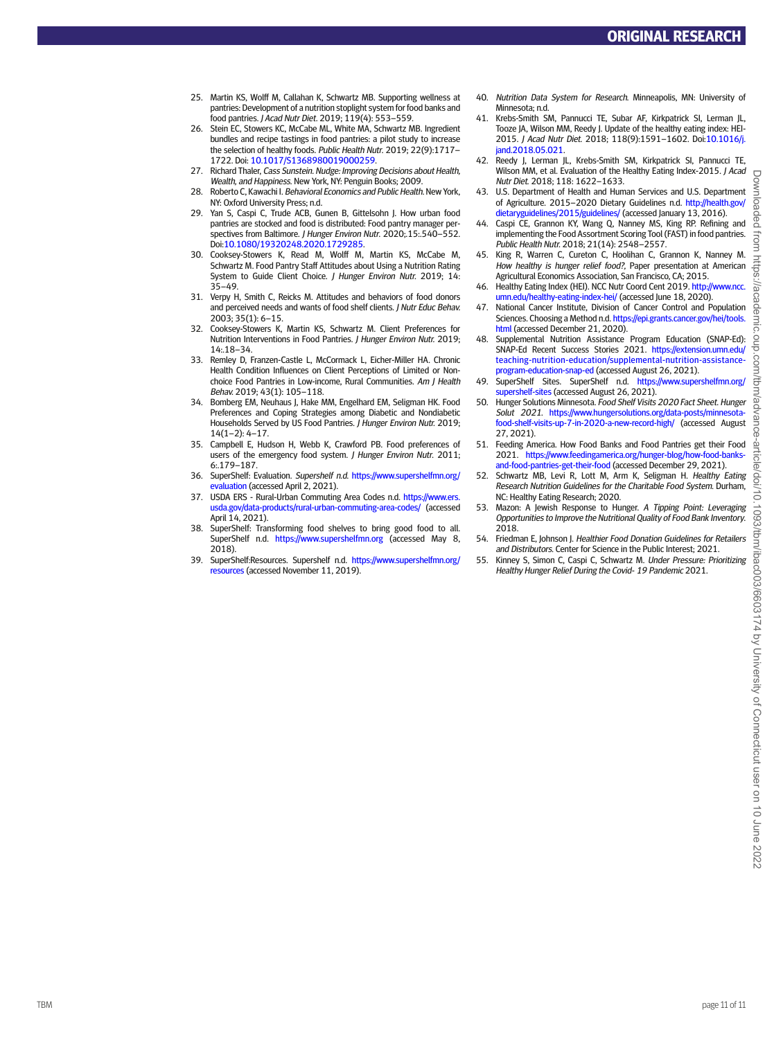25. Martin KS, Wolff M, Callahan K, Schwartz MB. Supporting wellness at pantries: Development of a nutrition stoplight system for food banks and food pantries. *J Acad Nutr Diet.* 2019; 119(4): 553–559.
26. Stein EC, Stowers KC, McCabe ML, White MA, Schwartz MB. Ingredient bundles and recipe tastings in food pantries: a pilot study to increase the selection of healthy foods. *Public Health Nutr.* 2019; 22(9):1717–1722. Doi: 10.1017/S1368980019000259.
27. Richard Thaler, *Cass Sunstein. Nudge: Improving Decisions about Health, Wealth, and Happiness.* New York, NY: Penguin Books; 2009.
28. Roberto C, Kawachi I. *Behavioral Economics and Public Health.* New York, NY: Oxford University Press; n.d.
29. Yan S, Caspi C, Trude ACB, Gunen B, Gittelsohn J. How urban food pantries are stocked and food is distributed: Food pantry manager perspectives from Baltimore. *J Hunger Environ Nutr.* 2020;.15:.540–552. Doi:10.1080/19320248.2020.1729285.
30. Cooksey-Stowers K, Read M, Wolff M, Martin KS, McCabe M, Schwartz M. Food Pantry Staff Attitudes about Using a Nutrition Rating System to Guide Client Choice. *J Hunger Environ Nutr.* 2019; 14: 35–49.
31. Verpy H, Smith C, Reicks M. Attitudes and behaviors of food donors and perceived needs and wants of food shelf clients. *J Nutr Educ Behav.* 2003; 35(1): 6–15.
32. Cooksey-Stowers K, Martin KS, Schwartz M. Client Preferences for Nutrition Interventions in Food Pantries. *J Hunger Environ Nutr.* 2019; 14:.18–34.
33. Remley D, Franzen-Castle L, McCormack L, Eicher-Miller HA. Chronic Health Condition Influences on Client Perceptions of Limited or Non-choice Food Pantries in Low-income, Rural Communities. *Am J Health Behav.* 2019; 43(1): 105–118.
34. Bomberg EM, Neuhaus J, Hake MM, Engelhard EM, Seligman HK. Food Preferences and Coping Strategies among Diabetic and Nondiabetic Households Served by US Food Pantries. *J Hunger Environ Nutr.* 2019; 14(1–2): 4–17.
35. Campbell E, Hudson H, Webb K, Crawford PB. Food preferences of users of the emergency food system. *J Hunger Environ Nutr.* 2011; 6:.179–187.
36. SuperShelf: Evaluation. *Supershelf n.d.* https://www.supershelfmn.org/evaluation (accessed April 2, 2021).
37. USDA ERS - Rural-Urban Commuting Area Codes n.d. https://www.ers.usda.gov/data-products/rural-urban-commuting-area-codes/ (accessed April 14, 2021).
38. SuperShelf: Transforming food shelves to bring good food to all. SuperShelf n.d. https://www.supershelfmn.org (accessed May 8, 2018).
39. SuperShelf:Resources. Supershelf n.d. https://www.supershelfmn.org/resources (accessed November 11, 2019).
40. *Nutrition Data System for Research.* Minneapolis, MN: University of Minnesota; n.d.
41. Krebs-Smith SM, Pannucci TE, Subar AF, Kirkpatrick SI, Lerman JL, Tooze JA, Wilson MM, Reedy J. Update of the healthy eating index: HEI-2015. *J Acad Nutr Diet.* 2018; 118(9):1591–1602. Doi:10.1016/j.jand.2018.05.021.
42. Reedy J, Lerman JL, Krebs-Smith SM, Kirkpatrick SI, Pannucci TE, Wilson MM, et al. Evaluation of the Healthy Eating Index-2015. *J Acad Nutr Diet.* 2018; 118: 1622–1633.
43. U.S. Department of Health and Human Services and U.S. Department of Agriculture. 2015–2020 Dietary Guidelines n.d. http://health.gov/dietaryguidelines/2015/guidelines/ (accessed January 13, 2016).
44. Caspi CE, Grannon KY, Wang Q, Nanney MS, King RP. Refining and implementing the Food Assortment Scoring Tool (FAST) in food pantries. *Public Health Nutr.* 2018; 21(14): 2548–2557.
45. King R, Warren C, Cureton C, Hoolihan C, Grannon K, Nanney M. *How healthy is hunger relief food?,* Paper presentation at American Agricultural Economics Association, San Francisco, CA; 2015.
46. Healthy Eating Index (HEI). NCC Nutr Coord Cent 2019. http://www.ncc.umn.edu/healthy-eating-index-hei/ (accessed June 18, 2020).
47. National Cancer Institute, Division of Cancer Control and Population Sciences. Choosing a Method n.d. https://epi.grants.cancer.gov/hei/tools.html (accessed December 21, 2020).
48. Supplemental Nutrition Assistance Program Education (SNAP-Ed): SNAP-Ed Recent Success Stories 2021. https://extension.umn.edu/teaching-nutrition-education/supplemental-nutrition-assistance-program-education-snap-ed (accessed August 26, 2021).
49. SuperShelf Sites. SuperShelf n.d. https://www.supershelfmn.org/supershelf-sites (accessed August 26, 2021).
50. Hunger Solutions Minnesota. *Food Shelf Visits 2020 Fact Sheet. Hunger Solut 2021.* https://www.hungersolutions.org/data-posts/minnesota-food-shelf-visits-up-7-in-2020-a-new-record-high/ (accessed August 27, 2021).
51. Feeding America. How Food Banks and Food Pantries get their Food 2021. https://www.feedingamerica.org/hunger-blog/how-food-banks-and-food-pantries-get-their-food (accessed December 29, 2021).
52. Schwartz MB, Levi R, Lott M, Arm K, Seligman H. *Healthy Eating Research Nutrition Guidelines for the Charitable Food System.* Durham, NC: Healthy Eating Research; 2020.
53. Mazon: A Jewish Response to Hunger. *A Tipping Point: Leveraging Opportunities to Improve the Nutritional Quality of Food Bank Inventory.* 2018.
54. Friedman E, Johnson J. *Healthier Food Donation Guidelines for Retailers and Distributors.* Center for Science in the Public Interest; 2021.
55. Kinney S, Simon C, Caspi C, Schwartz M. *Under Pressure: Prioritizing Healthy Hunger Relief During the Covid- 19 Pandemic* 2021.